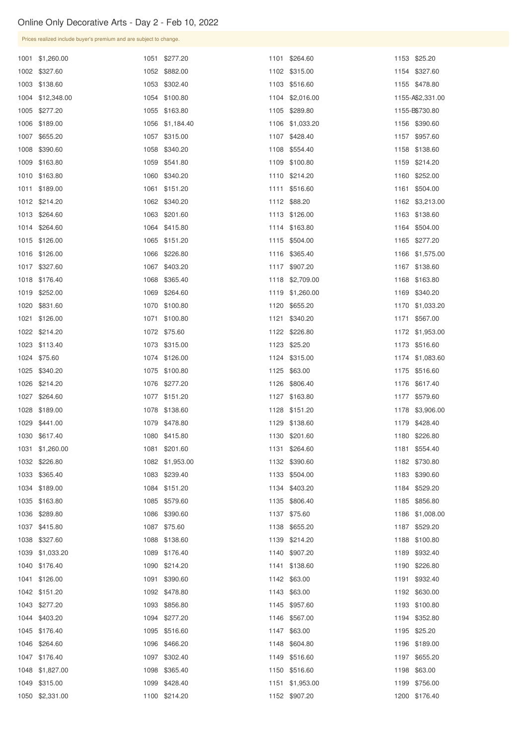# Online Only Decorative Arts - Day 2 - Feb 10, 2022

Prices realized include buyer's premium and are subject to change.

| Lot | Price | Lot | Price | Lot | Price | Lot | Price |
|---|---|---|---|---|---|---|---|
| 1001 | $1,260.00 | 1051 | $277.20 | 1101 | $264.60 | 1153 | $25.20 |
| 1002 | $327.60 | 1052 | $882.00 | 1102 | $315.00 | 1154 | $327.60 |
| 1003 | $138.60 | 1053 | $302.40 | 1103 | $516.60 | 1155 | $478.80 |
| 1004 | $12,348.00 | 1054 | $100.80 | 1104 | $2,016.00 | 1155-A | $2,331.00 |
| 1005 | $277.20 | 1055 | $163.80 | 1105 | $289.80 | 1155-B | $730.80 |
| 1006 | $189.00 | 1056 | $1,184.40 | 1106 | $1,033.20 | 1156 | $390.60 |
| 1007 | $655.20 | 1057 | $315.00 | 1107 | $428.40 | 1157 | $957.60 |
| 1008 | $390.60 | 1058 | $340.20 | 1108 | $554.40 | 1158 | $138.60 |
| 1009 | $163.80 | 1059 | $541.80 | 1109 | $100.80 | 1159 | $214.20 |
| 1010 | $163.80 | 1060 | $340.20 | 1110 | $214.20 | 1160 | $252.00 |
| 1011 | $189.00 | 1061 | $151.20 | 1111 | $516.60 | 1161 | $504.00 |
| 1012 | $214.20 | 1062 | $340.20 | 1112 | $88.20 | 1162 | $3,213.00 |
| 1013 | $264.60 | 1063 | $201.60 | 1113 | $126.00 | 1163 | $138.60 |
| 1014 | $264.60 | 1064 | $415.80 | 1114 | $163.80 | 1164 | $504.00 |
| 1015 | $126.00 | 1065 | $151.20 | 1115 | $504.00 | 1165 | $277.20 |
| 1016 | $126.00 | 1066 | $226.80 | 1116 | $365.40 | 1166 | $1,575.00 |
| 1017 | $327.60 | 1067 | $403.20 | 1117 | $907.20 | 1167 | $138.60 |
| 1018 | $176.40 | 1068 | $365.40 | 1118 | $2,709.00 | 1168 | $163.80 |
| 1019 | $252.00 | 1069 | $264.60 | 1119 | $1,260.00 | 1169 | $340.20 |
| 1020 | $831.60 | 1070 | $100.80 | 1120 | $655.20 | 1170 | $1,033.20 |
| 1021 | $126.00 | 1071 | $100.80 | 1121 | $340.20 | 1171 | $567.00 |
| 1022 | $214.20 | 1072 | $75.60 | 1122 | $226.80 | 1172 | $1,953.00 |
| 1023 | $113.40 | 1073 | $315.00 | 1123 | $25.20 | 1173 | $516.60 |
| 1024 | $75.60 | 1074 | $126.00 | 1124 | $315.00 | 1174 | $1,083.60 |
| 1025 | $340.20 | 1075 | $100.80 | 1125 | $63.00 | 1175 | $516.60 |
| 1026 | $214.20 | 1076 | $277.20 | 1126 | $806.40 | 1176 | $617.40 |
| 1027 | $264.60 | 1077 | $151.20 | 1127 | $163.80 | 1177 | $579.60 |
| 1028 | $189.00 | 1078 | $138.60 | 1128 | $151.20 | 1178 | $3,906.00 |
| 1029 | $441.00 | 1079 | $478.80 | 1129 | $138.60 | 1179 | $428.40 |
| 1030 | $617.40 | 1080 | $415.80 | 1130 | $201.60 | 1180 | $226.80 |
| 1031 | $1,260.00 | 1081 | $201.60 | 1131 | $264.60 | 1181 | $554.40 |
| 1032 | $226.80 | 1082 | $1,953.00 | 1132 | $390.60 | 1182 | $730.80 |
| 1033 | $365.40 | 1083 | $239.40 | 1133 | $504.00 | 1183 | $390.60 |
| 1034 | $189.00 | 1084 | $151.20 | 1134 | $403.20 | 1184 | $529.20 |
| 1035 | $163.80 | 1085 | $579.60 | 1135 | $806.40 | 1185 | $856.80 |
| 1036 | $289.80 | 1086 | $390.60 | 1137 | $75.60 | 1186 | $1,008.00 |
| 1037 | $415.80 | 1087 | $75.60 | 1138 | $655.20 | 1187 | $529.20 |
| 1038 | $327.60 | 1088 | $138.60 | 1139 | $214.20 | 1188 | $100.80 |
| 1039 | $1,033.20 | 1089 | $176.40 | 1140 | $907.20 | 1189 | $932.40 |
| 1040 | $176.40 | 1090 | $214.20 | 1141 | $138.60 | 1190 | $226.80 |
| 1041 | $126.00 | 1091 | $390.60 | 1142 | $63.00 | 1191 | $932.40 |
| 1042 | $151.20 | 1092 | $478.80 | 1143 | $63.00 | 1192 | $630.00 |
| 1043 | $277.20 | 1093 | $856.80 | 1145 | $957.60 | 1193 | $100.80 |
| 1044 | $403.20 | 1094 | $277.20 | 1146 | $567.00 | 1194 | $352.80 |
| 1045 | $176.40 | 1095 | $516.60 | 1147 | $63.00 | 1195 | $25.20 |
| 1046 | $264.60 | 1096 | $466.20 | 1148 | $604.80 | 1196 | $189.00 |
| 1047 | $176.40 | 1097 | $302.40 | 1149 | $516.60 | 1197 | $655.20 |
| 1048 | $1,827.00 | 1098 | $365.40 | 1150 | $516.60 | 1198 | $63.00 |
| 1049 | $315.00 | 1099 | $428.40 | 1151 | $1,953.00 | 1199 | $756.00 |
| 1050 | $2,331.00 | 1100 | $214.20 | 1152 | $907.20 | 1200 | $176.40 |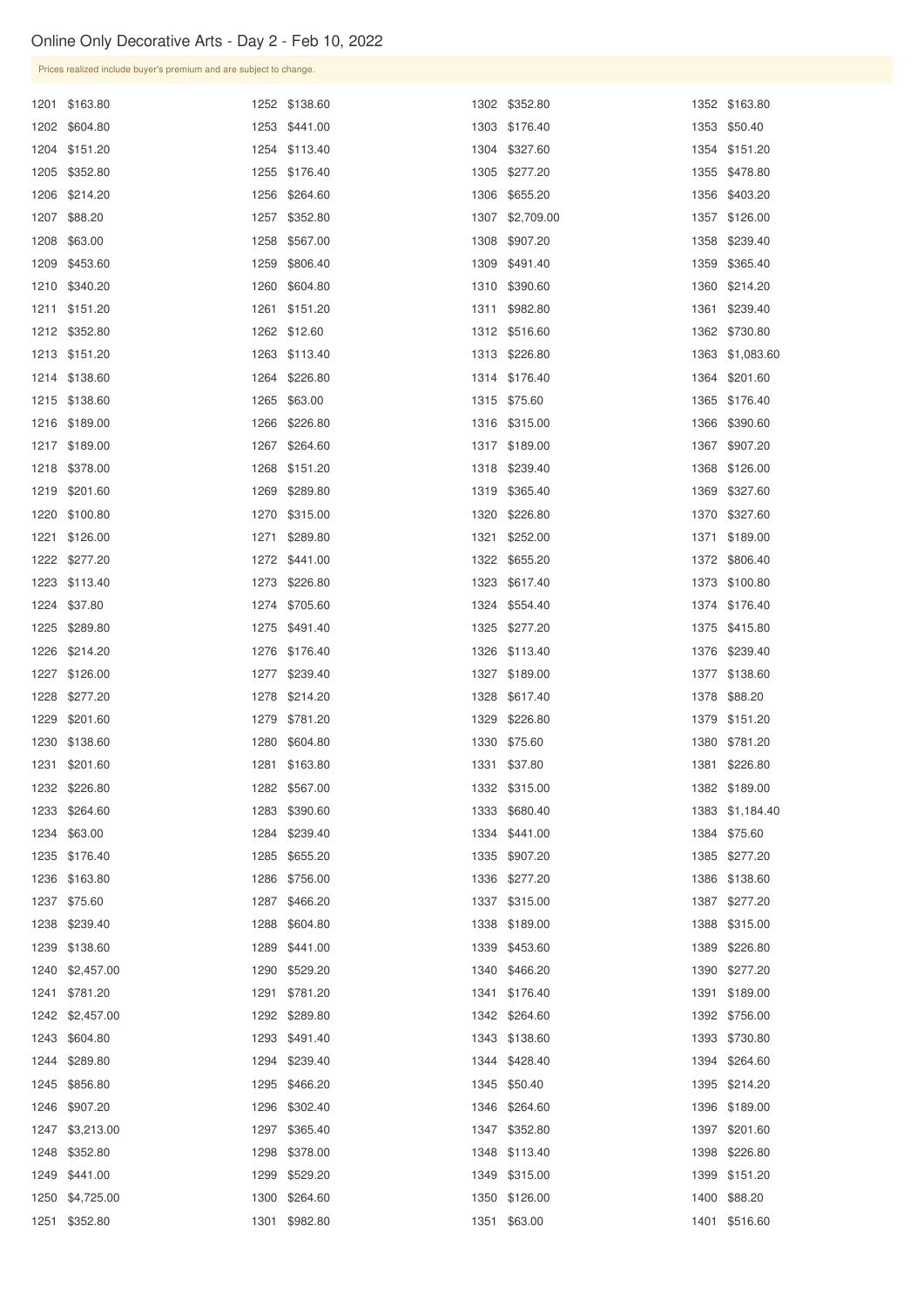## Online Only Decorative Arts - Day 2 - Feb 10, 2022

Prices realized include buyer's premium and are subject to change.

| Lot | Price | Lot | Price | Lot | Price | Lot | Price |
|---|---|---|---|---|---|---|---|
| 1201 | $163.80 | 1252 | $138.60 | 1302 | $352.80 | 1352 | $163.80 |
| 1202 | $604.80 | 1253 | $441.00 | 1303 | $176.40 | 1353 | $50.40 |
| 1204 | $151.20 | 1254 | $113.40 | 1304 | $327.60 | 1354 | $151.20 |
| 1205 | $352.80 | 1255 | $176.40 | 1305 | $277.20 | 1355 | $478.80 |
| 1206 | $214.20 | 1256 | $264.60 | 1306 | $655.20 | 1356 | $403.20 |
| 1207 | $88.20 | 1257 | $352.80 | 1307 | $2,709.00 | 1357 | $126.00 |
| 1208 | $63.00 | 1258 | $567.00 | 1308 | $907.20 | 1358 | $239.40 |
| 1209 | $453.60 | 1259 | $806.40 | 1309 | $491.40 | 1359 | $365.40 |
| 1210 | $340.20 | 1260 | $604.80 | 1310 | $390.60 | 1360 | $214.20 |
| 1211 | $151.20 | 1261 | $151.20 | 1311 | $982.80 | 1361 | $239.40 |
| 1212 | $352.80 | 1262 | $12.60 | 1312 | $516.60 | 1362 | $730.80 |
| 1213 | $151.20 | 1263 | $113.40 | 1313 | $226.80 | 1363 | $1,083.60 |
| 1214 | $138.60 | 1264 | $226.80 | 1314 | $176.40 | 1364 | $201.60 |
| 1215 | $138.60 | 1265 | $63.00 | 1315 | $75.60 | 1365 | $176.40 |
| 1216 | $189.00 | 1266 | $226.80 | 1316 | $315.00 | 1366 | $390.60 |
| 1217 | $189.00 | 1267 | $264.60 | 1317 | $189.00 | 1367 | $907.20 |
| 1218 | $378.00 | 1268 | $151.20 | 1318 | $239.40 | 1368 | $126.00 |
| 1219 | $201.60 | 1269 | $289.80 | 1319 | $365.40 | 1369 | $327.60 |
| 1220 | $100.80 | 1270 | $315.00 | 1320 | $226.80 | 1370 | $327.60 |
| 1221 | $126.00 | 1271 | $289.80 | 1321 | $252.00 | 1371 | $189.00 |
| 1222 | $277.20 | 1272 | $441.00 | 1322 | $655.20 | 1372 | $806.40 |
| 1223 | $113.40 | 1273 | $226.80 | 1323 | $617.40 | 1373 | $100.80 |
| 1224 | $37.80 | 1274 | $705.60 | 1324 | $554.40 | 1374 | $176.40 |
| 1225 | $289.80 | 1275 | $491.40 | 1325 | $277.20 | 1375 | $415.80 |
| 1226 | $214.20 | 1276 | $176.40 | 1326 | $113.40 | 1376 | $239.40 |
| 1227 | $126.00 | 1277 | $239.40 | 1327 | $189.00 | 1377 | $138.60 |
| 1228 | $277.20 | 1278 | $214.20 | 1328 | $617.40 | 1378 | $88.20 |
| 1229 | $201.60 | 1279 | $781.20 | 1329 | $226.80 | 1379 | $151.20 |
| 1230 | $138.60 | 1280 | $604.80 | 1330 | $75.60 | 1380 | $781.20 |
| 1231 | $201.60 | 1281 | $163.80 | 1331 | $37.80 | 1381 | $226.80 |
| 1232 | $226.80 | 1282 | $567.00 | 1332 | $315.00 | 1382 | $189.00 |
| 1233 | $264.60 | 1283 | $390.60 | 1333 | $680.40 | 1383 | $1,184.40 |
| 1234 | $63.00 | 1284 | $239.40 | 1334 | $441.00 | 1384 | $75.60 |
| 1235 | $176.40 | 1285 | $655.20 | 1335 | $907.20 | 1385 | $277.20 |
| 1236 | $163.80 | 1286 | $756.00 | 1336 | $277.20 | 1386 | $138.60 |
| 1237 | $75.60 | 1287 | $466.20 | 1337 | $315.00 | 1387 | $277.20 |
| 1238 | $239.40 | 1288 | $604.80 | 1338 | $189.00 | 1388 | $315.00 |
| 1239 | $138.60 | 1289 | $441.00 | 1339 | $453.60 | 1389 | $226.80 |
| 1240 | $2,457.00 | 1290 | $529.20 | 1340 | $466.20 | 1390 | $277.20 |
| 1241 | $781.20 | 1291 | $781.20 | 1341 | $176.40 | 1391 | $189.00 |
| 1242 | $2,457.00 | 1292 | $289.80 | 1342 | $264.60 | 1392 | $756.00 |
| 1243 | $604.80 | 1293 | $491.40 | 1343 | $138.60 | 1393 | $730.80 |
| 1244 | $289.80 | 1294 | $239.40 | 1344 | $428.40 | 1394 | $264.60 |
| 1245 | $856.80 | 1295 | $466.20 | 1345 | $50.40 | 1395 | $214.20 |
| 1246 | $907.20 | 1296 | $302.40 | 1346 | $264.60 | 1396 | $189.00 |
| 1247 | $3,213.00 | 1297 | $365.40 | 1347 | $352.80 | 1397 | $201.60 |
| 1248 | $352.80 | 1298 | $378.00 | 1348 | $113.40 | 1398 | $226.80 |
| 1249 | $441.00 | 1299 | $529.20 | 1349 | $315.00 | 1399 | $151.20 |
| 1250 | $4,725.00 | 1300 | $264.60 | 1350 | $126.00 | 1400 | $88.20 |
| 1251 | $352.80 | 1301 | $982.80 | 1351 | $63.00 | 1401 | $516.60 |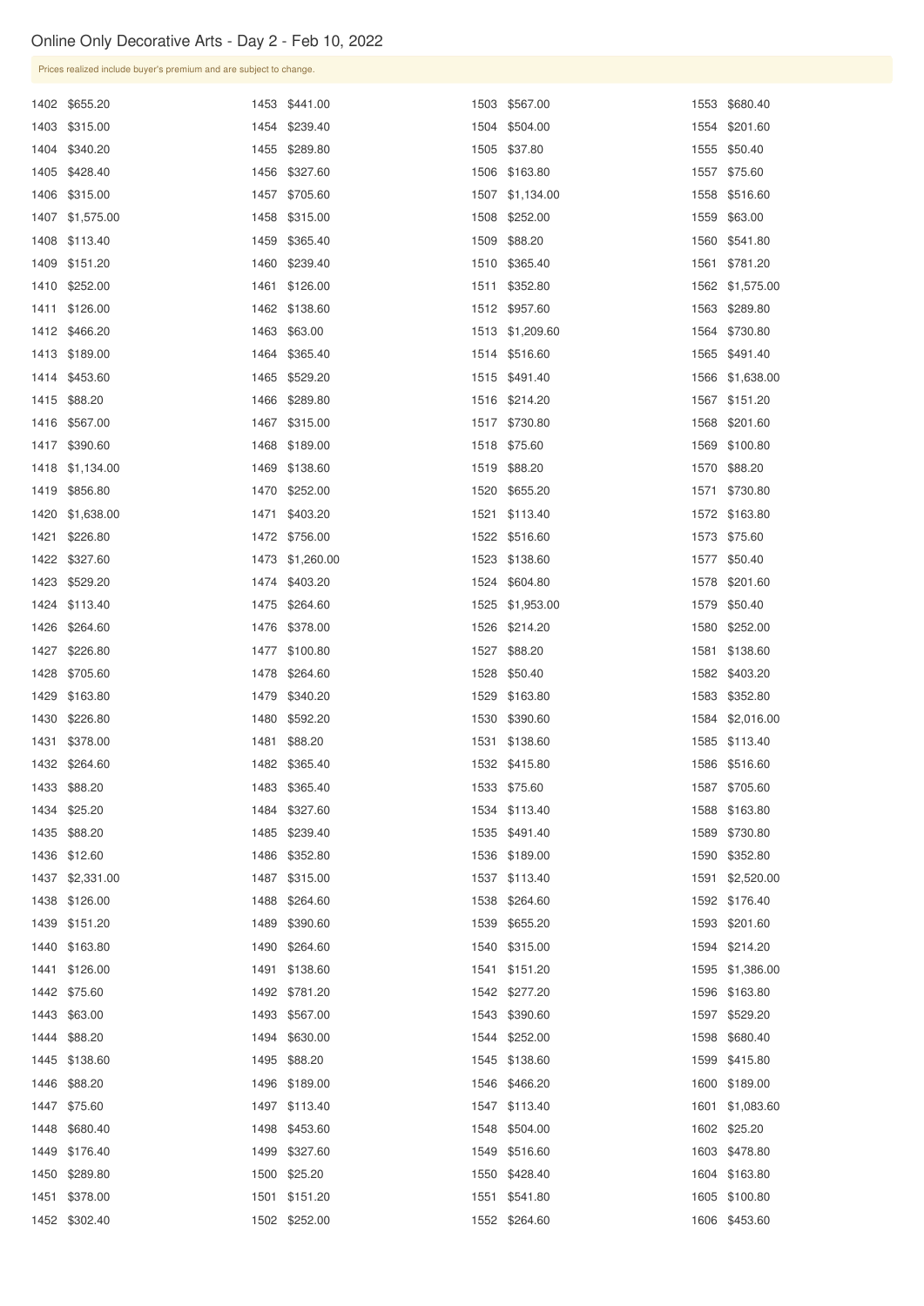# Online Only Decorative Arts - Day 2 - Feb 10, 2022

Prices realized include buyer's premium and are subject to change.

| Lot | Price | Lot | Price | Lot | Price | Lot | Price |
|---|---|---|---|---|---|---|---|
| 1402 | $655.20 | 1453 | $441.00 | 1503 | $567.00 | 1553 | $680.40 |
| 1403 | $315.00 | 1454 | $239.40 | 1504 | $504.00 | 1554 | $201.60 |
| 1404 | $340.20 | 1455 | $289.80 | 1505 | $37.80 | 1555 | $50.40 |
| 1405 | $428.40 | 1456 | $327.60 | 1506 | $163.80 | 1557 | $75.60 |
| 1406 | $315.00 | 1457 | $705.60 | 1507 | $1,134.00 | 1558 | $516.60 |
| 1407 | $1,575.00 | 1458 | $315.00 | 1508 | $252.00 | 1559 | $63.00 |
| 1408 | $113.40 | 1459 | $365.40 | 1509 | $88.20 | 1560 | $541.80 |
| 1409 | $151.20 | 1460 | $239.40 | 1510 | $365.40 | 1561 | $781.20 |
| 1410 | $252.00 | 1461 | $126.00 | 1511 | $352.80 | 1562 | $1,575.00 |
| 1411 | $126.00 | 1462 | $138.60 | 1512 | $957.60 | 1563 | $289.80 |
| 1412 | $466.20 | 1463 | $63.00 | 1513 | $1,209.60 | 1564 | $730.80 |
| 1413 | $189.00 | 1464 | $365.40 | 1514 | $516.60 | 1565 | $491.40 |
| 1414 | $453.60 | 1465 | $529.20 | 1515 | $491.40 | 1566 | $1,638.00 |
| 1415 | $88.20 | 1466 | $289.80 | 1516 | $214.20 | 1567 | $151.20 |
| 1416 | $567.00 | 1467 | $315.00 | 1517 | $730.80 | 1568 | $201.60 |
| 1417 | $390.60 | 1468 | $189.00 | 1518 | $75.60 | 1569 | $100.80 |
| 1418 | $1,134.00 | 1469 | $138.60 | 1519 | $88.20 | 1570 | $88.20 |
| 1419 | $856.80 | 1470 | $252.00 | 1520 | $655.20 | 1571 | $730.80 |
| 1420 | $1,638.00 | 1471 | $403.20 | 1521 | $113.40 | 1572 | $163.80 |
| 1421 | $226.80 | 1472 | $756.00 | 1522 | $516.60 | 1573 | $75.60 |
| 1422 | $327.60 | 1473 | $1,260.00 | 1523 | $138.60 | 1577 | $50.40 |
| 1423 | $529.20 | 1474 | $403.20 | 1524 | $604.80 | 1578 | $201.60 |
| 1424 | $113.40 | 1475 | $264.60 | 1525 | $1,953.00 | 1579 | $50.40 |
| 1426 | $264.60 | 1476 | $378.00 | 1526 | $214.20 | 1580 | $252.00 |
| 1427 | $226.80 | 1477 | $100.80 | 1527 | $88.20 | 1581 | $138.60 |
| 1428 | $705.60 | 1478 | $264.60 | 1528 | $50.40 | 1582 | $403.20 |
| 1429 | $163.80 | 1479 | $340.20 | 1529 | $163.80 | 1583 | $352.80 |
| 1430 | $226.80 | 1480 | $592.20 | 1530 | $390.60 | 1584 | $2,016.00 |
| 1431 | $378.00 | 1481 | $88.20 | 1531 | $138.60 | 1585 | $113.40 |
| 1432 | $264.60 | 1482 | $365.40 | 1532 | $415.80 | 1586 | $516.60 |
| 1433 | $88.20 | 1483 | $365.40 | 1533 | $75.60 | 1587 | $705.60 |
| 1434 | $25.20 | 1484 | $327.60 | 1534 | $113.40 | 1588 | $163.80 |
| 1435 | $88.20 | 1485 | $239.40 | 1535 | $491.40 | 1589 | $730.80 |
| 1436 | $12.60 | 1486 | $352.80 | 1536 | $189.00 | 1590 | $352.80 |
| 1437 | $2,331.00 | 1487 | $315.00 | 1537 | $113.40 | 1591 | $2,520.00 |
| 1438 | $126.00 | 1488 | $264.60 | 1538 | $264.60 | 1592 | $176.40 |
| 1439 | $151.20 | 1489 | $390.60 | 1539 | $655.20 | 1593 | $201.60 |
| 1440 | $163.80 | 1490 | $264.60 | 1540 | $315.00 | 1594 | $214.20 |
| 1441 | $126.00 | 1491 | $138.60 | 1541 | $151.20 | 1595 | $1,386.00 |
| 1442 | $75.60 | 1492 | $781.20 | 1542 | $277.20 | 1596 | $163.80 |
| 1443 | $63.00 | 1493 | $567.00 | 1543 | $390.60 | 1597 | $529.20 |
| 1444 | $88.20 | 1494 | $630.00 | 1544 | $252.00 | 1598 | $680.40 |
| 1445 | $138.60 | 1495 | $88.20 | 1545 | $138.60 | 1599 | $415.80 |
| 1446 | $88.20 | 1496 | $189.00 | 1546 | $466.20 | 1600 | $189.00 |
| 1447 | $75.60 | 1497 | $113.40 | 1547 | $113.40 | 1601 | $1,083.60 |
| 1448 | $680.40 | 1498 | $453.60 | 1548 | $504.00 | 1602 | $25.20 |
| 1449 | $176.40 | 1499 | $327.60 | 1549 | $516.60 | 1603 | $478.80 |
| 1450 | $289.80 | 1500 | $25.20 | 1550 | $428.40 | 1604 | $163.80 |
| 1451 | $378.00 | 1501 | $151.20 | 1551 | $541.80 | 1605 | $100.80 |
| 1452 | $302.40 | 1502 | $252.00 | 1552 | $264.60 | 1606 | $453.60 |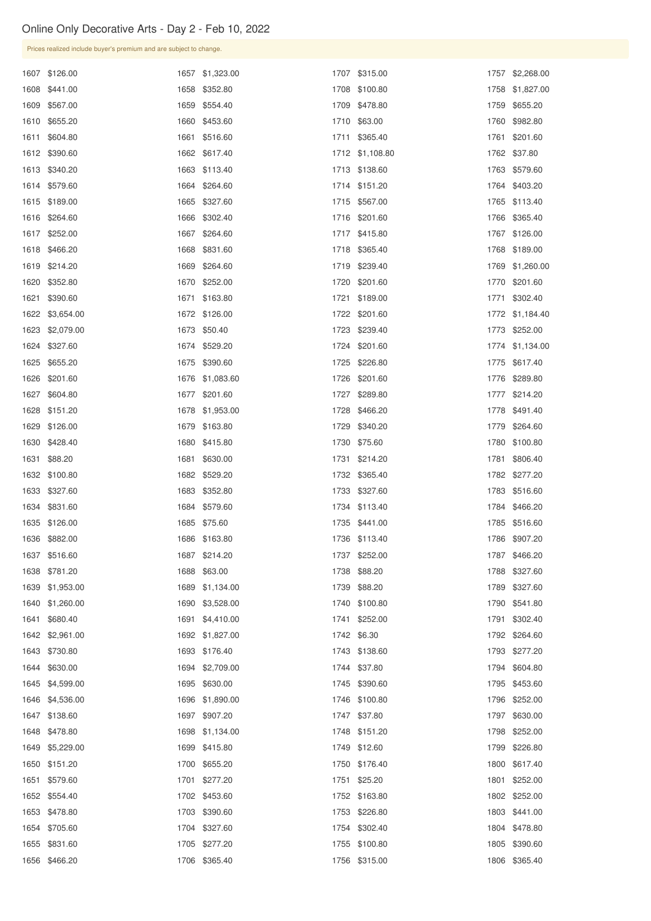## Online Only Decorative Arts - Day 2 - Feb 10, 2022

Prices realized include buyer's premium and are subject to change.

| Lot | Price | Lot | Price | Lot | Price | Lot | Price |
|---|---|---|---|---|---|---|---|
| 1607 | $126.00 | 1657 | $1,323.00 | 1707 | $315.00 | 1757 | $2,268.00 |
| 1608 | $441.00 | 1658 | $352.80 | 1708 | $100.80 | 1758 | $1,827.00 |
| 1609 | $567.00 | 1659 | $554.40 | 1709 | $478.80 | 1759 | $655.20 |
| 1610 | $655.20 | 1660 | $453.60 | 1710 | $63.00 | 1760 | $982.80 |
| 1611 | $604.80 | 1661 | $516.60 | 1711 | $365.40 | 1761 | $201.60 |
| 1612 | $390.60 | 1662 | $617.40 | 1712 | $1,108.80 | 1762 | $37.80 |
| 1613 | $340.20 | 1663 | $113.40 | 1713 | $138.60 | 1763 | $579.60 |
| 1614 | $579.60 | 1664 | $264.60 | 1714 | $151.20 | 1764 | $403.20 |
| 1615 | $189.00 | 1665 | $327.60 | 1715 | $567.00 | 1765 | $113.40 |
| 1616 | $264.60 | 1666 | $302.40 | 1716 | $201.60 | 1766 | $365.40 |
| 1617 | $252.00 | 1667 | $264.60 | 1717 | $415.80 | 1767 | $126.00 |
| 1618 | $466.20 | 1668 | $831.60 | 1718 | $365.40 | 1768 | $189.00 |
| 1619 | $214.20 | 1669 | $264.60 | 1719 | $239.40 | 1769 | $1,260.00 |
| 1620 | $352.80 | 1670 | $252.00 | 1720 | $201.60 | 1770 | $201.60 |
| 1621 | $390.60 | 1671 | $163.80 | 1721 | $189.00 | 1771 | $302.40 |
| 1622 | $3,654.00 | 1672 | $126.00 | 1722 | $201.60 | 1772 | $1,184.40 |
| 1623 | $2,079.00 | 1673 | $50.40 | 1723 | $239.40 | 1773 | $252.00 |
| 1624 | $327.60 | 1674 | $529.20 | 1724 | $201.60 | 1774 | $1,134.00 |
| 1625 | $655.20 | 1675 | $390.60 | 1725 | $226.80 | 1775 | $617.40 |
| 1626 | $201.60 | 1676 | $1,083.60 | 1726 | $201.60 | 1776 | $289.80 |
| 1627 | $604.80 | 1677 | $201.60 | 1727 | $289.80 | 1777 | $214.20 |
| 1628 | $151.20 | 1678 | $1,953.00 | 1728 | $466.20 | 1778 | $491.40 |
| 1629 | $126.00 | 1679 | $163.80 | 1729 | $340.20 | 1779 | $264.60 |
| 1630 | $428.40 | 1680 | $415.80 | 1730 | $75.60 | 1780 | $100.80 |
| 1631 | $88.20 | 1681 | $630.00 | 1731 | $214.20 | 1781 | $806.40 |
| 1632 | $100.80 | 1682 | $529.20 | 1732 | $365.40 | 1782 | $277.20 |
| 1633 | $327.60 | 1683 | $352.80 | 1733 | $327.60 | 1783 | $516.60 |
| 1634 | $831.60 | 1684 | $579.60 | 1734 | $113.40 | 1784 | $466.20 |
| 1635 | $126.00 | 1685 | $75.60 | 1735 | $441.00 | 1785 | $516.60 |
| 1636 | $882.00 | 1686 | $163.80 | 1736 | $113.40 | 1786 | $907.20 |
| 1637 | $516.60 | 1687 | $214.20 | 1737 | $252.00 | 1787 | $466.20 |
| 1638 | $781.20 | 1688 | $63.00 | 1738 | $88.20 | 1788 | $327.60 |
| 1639 | $1,953.00 | 1689 | $1,134.00 | 1739 | $88.20 | 1789 | $327.60 |
| 1640 | $1,260.00 | 1690 | $3,528.00 | 1740 | $100.80 | 1790 | $541.80 |
| 1641 | $680.40 | 1691 | $4,410.00 | 1741 | $252.00 | 1791 | $302.40 |
| 1642 | $2,961.00 | 1692 | $1,827.00 | 1742 | $6.30 | 1792 | $264.60 |
| 1643 | $730.80 | 1693 | $176.40 | 1743 | $138.60 | 1793 | $277.20 |
| 1644 | $630.00 | 1694 | $2,709.00 | 1744 | $37.80 | 1794 | $604.80 |
| 1645 | $4,599.00 | 1695 | $630.00 | 1745 | $390.60 | 1795 | $453.60 |
| 1646 | $4,536.00 | 1696 | $1,890.00 | 1746 | $100.80 | 1796 | $252.00 |
| 1647 | $138.60 | 1697 | $907.20 | 1747 | $37.80 | 1797 | $630.00 |
| 1648 | $478.80 | 1698 | $1,134.00 | 1748 | $151.20 | 1798 | $252.00 |
| 1649 | $5,229.00 | 1699 | $415.80 | 1749 | $12.60 | 1799 | $226.80 |
| 1650 | $151.20 | 1700 | $655.20 | 1750 | $176.40 | 1800 | $617.40 |
| 1651 | $579.60 | 1701 | $277.20 | 1751 | $25.20 | 1801 | $252.00 |
| 1652 | $554.40 | 1702 | $453.60 | 1752 | $163.80 | 1802 | $252.00 |
| 1653 | $478.80 | 1703 | $390.60 | 1753 | $226.80 | 1803 | $441.00 |
| 1654 | $705.60 | 1704 | $327.60 | 1754 | $302.40 | 1804 | $478.80 |
| 1655 | $831.60 | 1705 | $277.20 | 1755 | $100.80 | 1805 | $390.60 |
| 1656 | $466.20 | 1706 | $365.40 | 1756 | $315.00 | 1806 | $365.40 |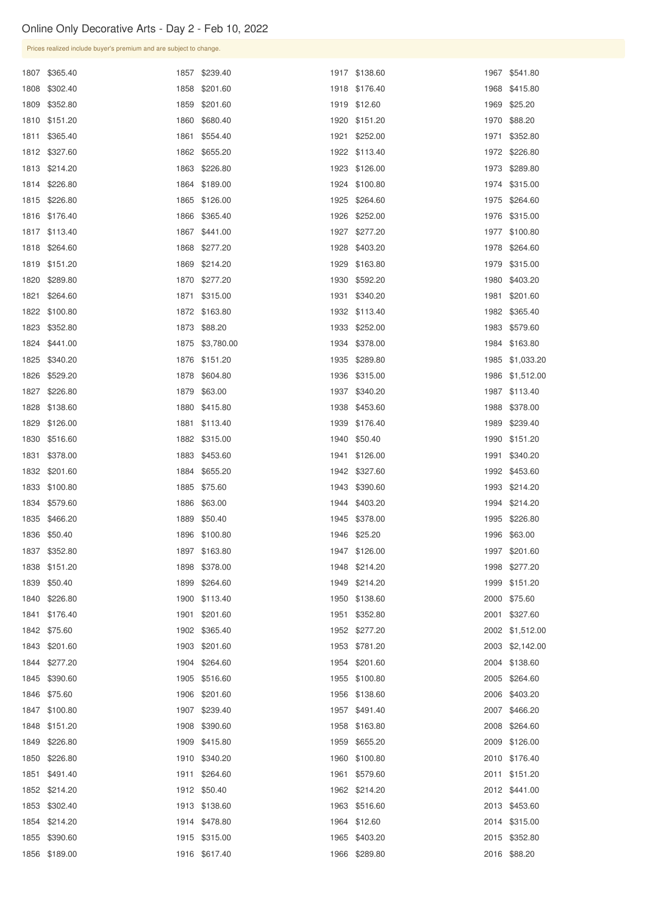# Online Only Decorative Arts - Day 2 - Feb 10, 2022

Prices realized include buyer's premium and are subject to change.

| Lot | Price | Lot | Price | Lot | Price | Lot | Price |
|---|---|---|---|---|---|---|---|
| 1807 | $365.40 | 1857 | $239.40 | 1917 | $138.60 | 1967 | $541.80 |
| 1808 | $302.40 | 1858 | $201.60 | 1918 | $176.40 | 1968 | $415.80 |
| 1809 | $352.80 | 1859 | $201.60 | 1919 | $12.60 | 1969 | $25.20 |
| 1810 | $151.20 | 1860 | $680.40 | 1920 | $151.20 | 1970 | $88.20 |
| 1811 | $365.40 | 1861 | $554.40 | 1921 | $252.00 | 1971 | $352.80 |
| 1812 | $327.60 | 1862 | $655.20 | 1922 | $113.40 | 1972 | $226.80 |
| 1813 | $214.20 | 1863 | $226.80 | 1923 | $126.00 | 1973 | $289.80 |
| 1814 | $226.80 | 1864 | $189.00 | 1924 | $100.80 | 1974 | $315.00 |
| 1815 | $226.80 | 1865 | $126.00 | 1925 | $264.60 | 1975 | $264.60 |
| 1816 | $176.40 | 1866 | $365.40 | 1926 | $252.00 | 1976 | $315.00 |
| 1817 | $113.40 | 1867 | $441.00 | 1927 | $277.20 | 1977 | $100.80 |
| 1818 | $264.60 | 1868 | $277.20 | 1928 | $403.20 | 1978 | $264.60 |
| 1819 | $151.20 | 1869 | $214.20 | 1929 | $163.80 | 1979 | $315.00 |
| 1820 | $289.80 | 1870 | $277.20 | 1930 | $592.20 | 1980 | $403.20 |
| 1821 | $264.60 | 1871 | $315.00 | 1931 | $340.20 | 1981 | $201.60 |
| 1822 | $100.80 | 1872 | $163.80 | 1932 | $113.40 | 1982 | $365.40 |
| 1823 | $352.80 | 1873 | $88.20 | 1933 | $252.00 | 1983 | $579.60 |
| 1824 | $441.00 | 1875 | $3,780.00 | 1934 | $378.00 | 1984 | $163.80 |
| 1825 | $340.20 | 1876 | $151.20 | 1935 | $289.80 | 1985 | $1,033.20 |
| 1826 | $529.20 | 1878 | $604.80 | 1936 | $315.00 | 1986 | $1,512.00 |
| 1827 | $226.80 | 1879 | $63.00 | 1937 | $340.20 | 1987 | $113.40 |
| 1828 | $138.60 | 1880 | $415.80 | 1938 | $453.60 | 1988 | $378.00 |
| 1829 | $126.00 | 1881 | $113.40 | 1939 | $176.40 | 1989 | $239.40 |
| 1830 | $516.60 | 1882 | $315.00 | 1940 | $50.40 | 1990 | $151.20 |
| 1831 | $378.00 | 1883 | $453.60 | 1941 | $126.00 | 1991 | $340.20 |
| 1832 | $201.60 | 1884 | $655.20 | 1942 | $327.60 | 1992 | $453.60 |
| 1833 | $100.80 | 1885 | $75.60 | 1943 | $390.60 | 1993 | $214.20 |
| 1834 | $579.60 | 1886 | $63.00 | 1944 | $403.20 | 1994 | $214.20 |
| 1835 | $466.20 | 1889 | $50.40 | 1945 | $378.00 | 1995 | $226.80 |
| 1836 | $50.40 | 1896 | $100.80 | 1946 | $25.20 | 1996 | $63.00 |
| 1837 | $352.80 | 1897 | $163.80 | 1947 | $126.00 | 1997 | $201.60 |
| 1838 | $151.20 | 1898 | $378.00 | 1948 | $214.20 | 1998 | $277.20 |
| 1839 | $50.40 | 1899 | $264.60 | 1949 | $214.20 | 1999 | $151.20 |
| 1840 | $226.80 | 1900 | $113.40 | 1950 | $138.60 | 2000 | $75.60 |
| 1841 | $176.40 | 1901 | $201.60 | 1951 | $352.80 | 2001 | $327.60 |
| 1842 | $75.60 | 1902 | $365.40 | 1952 | $277.20 | 2002 | $1,512.00 |
| 1843 | $201.60 | 1903 | $201.60 | 1953 | $781.20 | 2003 | $2,142.00 |
| 1844 | $277.20 | 1904 | $264.60 | 1954 | $201.60 | 2004 | $138.60 |
| 1845 | $390.60 | 1905 | $516.60 | 1955 | $100.80 | 2005 | $264.60 |
| 1846 | $75.60 | 1906 | $201.60 | 1956 | $138.60 | 2006 | $403.20 |
| 1847 | $100.80 | 1907 | $239.40 | 1957 | $491.40 | 2007 | $466.20 |
| 1848 | $151.20 | 1908 | $390.60 | 1958 | $163.80 | 2008 | $264.60 |
| 1849 | $226.80 | 1909 | $415.80 | 1959 | $655.20 | 2009 | $126.00 |
| 1850 | $226.80 | 1910 | $340.20 | 1960 | $100.80 | 2010 | $176.40 |
| 1851 | $491.40 | 1911 | $264.60 | 1961 | $579.60 | 2011 | $151.20 |
| 1852 | $214.20 | 1912 | $50.40 | 1962 | $214.20 | 2012 | $441.00 |
| 1853 | $302.40 | 1913 | $138.60 | 1963 | $516.60 | 2013 | $453.60 |
| 1854 | $214.20 | 1914 | $478.80 | 1964 | $12.60 | 2014 | $315.00 |
| 1855 | $390.60 | 1915 | $315.00 | 1965 | $403.20 | 2015 | $352.80 |
| 1856 | $189.00 | 1916 | $617.40 | 1966 | $289.80 | 2016 | $88.20 |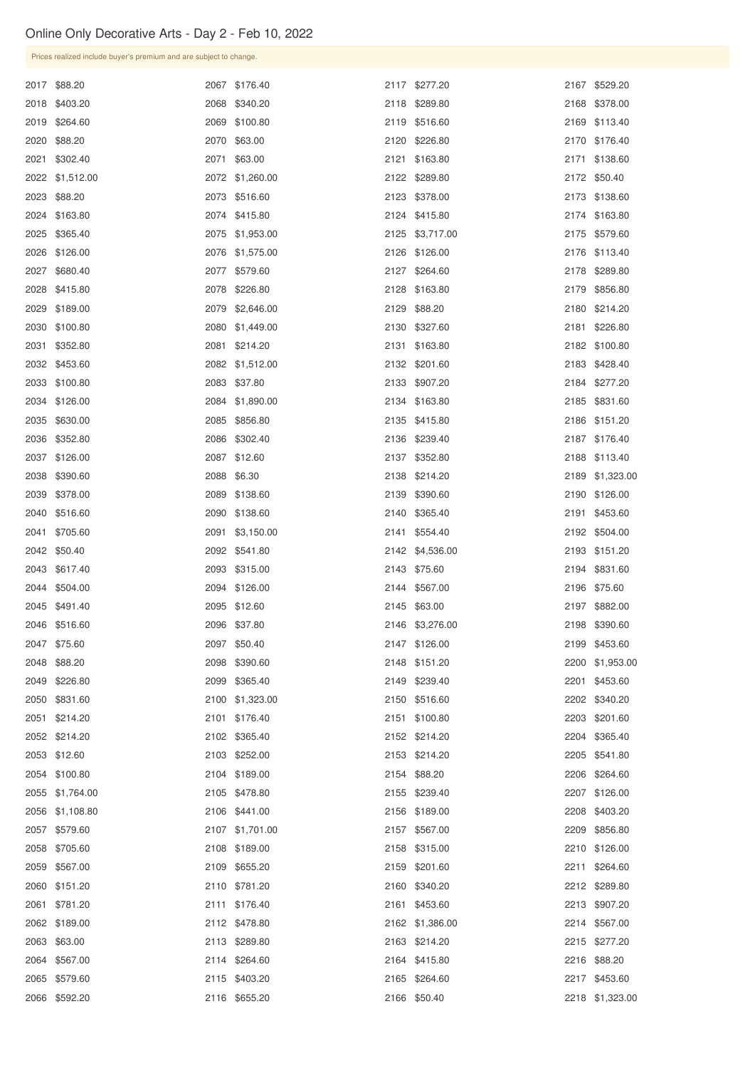# Online Only Decorative Arts - Day 2 - Feb 10, 2022

Prices realized include buyer's premium and are subject to change.

| Lot | Price |
|---|---|
| 2017 | $88.20 |
| 2018 | $403.20 |
| 2019 | $264.60 |
| 2020 | $88.20 |
| 2021 | $302.40 |
| 2022 | $1,512.00 |
| 2023 | $88.20 |
| 2024 | $163.80 |
| 2025 | $365.40 |
| 2026 | $126.00 |
| 2027 | $680.40 |
| 2028 | $415.80 |
| 2029 | $189.00 |
| 2030 | $100.80 |
| 2031 | $352.80 |
| 2032 | $453.60 |
| 2033 | $100.80 |
| 2034 | $126.00 |
| 2035 | $630.00 |
| 2036 | $352.80 |
| 2037 | $126.00 |
| 2038 | $390.60 |
| 2039 | $378.00 |
| 2040 | $516.60 |
| 2041 | $705.60 |
| 2042 | $50.40 |
| 2043 | $617.40 |
| 2044 | $504.00 |
| 2045 | $491.40 |
| 2046 | $516.60 |
| 2047 | $75.60 |
| 2048 | $88.20 |
| 2049 | $226.80 |
| 2050 | $831.60 |
| 2051 | $214.20 |
| 2052 | $214.20 |
| 2053 | $12.60 |
| 2054 | $100.80 |
| 2055 | $1,764.00 |
| 2056 | $1,108.80 |
| 2057 | $579.60 |
| 2058 | $705.60 |
| 2059 | $567.00 |
| 2060 | $151.20 |
| 2061 | $781.20 |
| 2062 | $189.00 |
| 2063 | $63.00 |
| 2064 | $567.00 |
| 2065 | $579.60 |
| 2066 | $592.20 |
| 2067 | $176.40 |
| 2068 | $340.20 |
| 2069 | $100.80 |
| 2070 | $63.00 |
| 2071 | $63.00 |
| 2072 | $1,260.00 |
| 2073 | $516.60 |
| 2074 | $415.80 |
| 2075 | $1,953.00 |
| 2076 | $1,575.00 |
| 2077 | $579.60 |
| 2078 | $226.80 |
| 2079 | $2,646.00 |
| 2080 | $1,449.00 |
| 2081 | $214.20 |
| 2082 | $1,512.00 |
| 2083 | $37.80 |
| 2084 | $1,890.00 |
| 2085 | $856.80 |
| 2086 | $302.40 |
| 2087 | $12.60 |
| 2088 | $6.30 |
| 2089 | $138.60 |
| 2090 | $138.60 |
| 2091 | $3,150.00 |
| 2092 | $541.80 |
| 2093 | $315.00 |
| 2094 | $126.00 |
| 2095 | $12.60 |
| 2096 | $37.80 |
| 2097 | $50.40 |
| 2098 | $390.60 |
| 2099 | $365.40 |
| 2100 | $1,323.00 |
| 2101 | $176.40 |
| 2102 | $365.40 |
| 2103 | $252.00 |
| 2104 | $189.00 |
| 2105 | $478.80 |
| 2106 | $441.00 |
| 2107 | $1,701.00 |
| 2108 | $189.00 |
| 2109 | $655.20 |
| 2110 | $781.20 |
| 2111 | $176.40 |
| 2112 | $478.80 |
| 2113 | $289.80 |
| 2114 | $264.60 |
| 2115 | $403.20 |
| 2116 | $655.20 |
| 2117 | $277.20 |
| 2118 | $289.80 |
| 2119 | $516.60 |
| 2120 | $226.80 |
| 2121 | $163.80 |
| 2122 | $289.80 |
| 2123 | $378.00 |
| 2124 | $415.80 |
| 2125 | $3,717.00 |
| 2126 | $126.00 |
| 2127 | $264.60 |
| 2128 | $163.80 |
| 2129 | $88.20 |
| 2130 | $327.60 |
| 2131 | $163.80 |
| 2132 | $201.60 |
| 2133 | $907.20 |
| 2134 | $163.80 |
| 2135 | $415.80 |
| 2136 | $239.40 |
| 2137 | $352.80 |
| 2138 | $214.20 |
| 2139 | $390.60 |
| 2140 | $365.40 |
| 2141 | $554.40 |
| 2142 | $4,536.00 |
| 2143 | $75.60 |
| 2144 | $567.00 |
| 2145 | $63.00 |
| 2146 | $3,276.00 |
| 2147 | $126.00 |
| 2148 | $151.20 |
| 2149 | $239.40 |
| 2150 | $516.60 |
| 2151 | $100.80 |
| 2152 | $214.20 |
| 2153 | $214.20 |
| 2154 | $88.20 |
| 2155 | $239.40 |
| 2156 | $189.00 |
| 2157 | $567.00 |
| 2158 | $315.00 |
| 2159 | $201.60 |
| 2160 | $340.20 |
| 2161 | $453.60 |
| 2162 | $1,386.00 |
| 2163 | $214.20 |
| 2164 | $415.80 |
| 2165 | $264.60 |
| 2166 | $50.40 |
| 2167 | $529.20 |
| 2168 | $378.00 |
| 2169 | $113.40 |
| 2170 | $176.40 |
| 2171 | $138.60 |
| 2172 | $50.40 |
| 2173 | $138.60 |
| 2174 | $163.80 |
| 2175 | $579.60 |
| 2176 | $113.40 |
| 2178 | $289.80 |
| 2179 | $856.80 |
| 2180 | $214.20 |
| 2181 | $226.80 |
| 2182 | $100.80 |
| 2183 | $428.40 |
| 2184 | $277.20 |
| 2185 | $831.60 |
| 2186 | $151.20 |
| 2187 | $176.40 |
| 2188 | $113.40 |
| 2189 | $1,323.00 |
| 2190 | $126.00 |
| 2191 | $453.60 |
| 2192 | $504.00 |
| 2193 | $151.20 |
| 2194 | $831.60 |
| 2196 | $75.60 |
| 2197 | $882.00 |
| 2198 | $390.60 |
| 2199 | $453.60 |
| 2200 | $1,953.00 |
| 2201 | $453.60 |
| 2202 | $340.20 |
| 2203 | $201.60 |
| 2204 | $365.40 |
| 2205 | $541.80 |
| 2206 | $264.60 |
| 2207 | $126.00 |
| 2208 | $403.20 |
| 2209 | $856.80 |
| 2210 | $126.00 |
| 2211 | $264.60 |
| 2212 | $289.80 |
| 2213 | $907.20 |
| 2214 | $567.00 |
| 2215 | $277.20 |
| 2216 | $88.20 |
| 2217 | $453.60 |
| 2218 | $1,323.00 |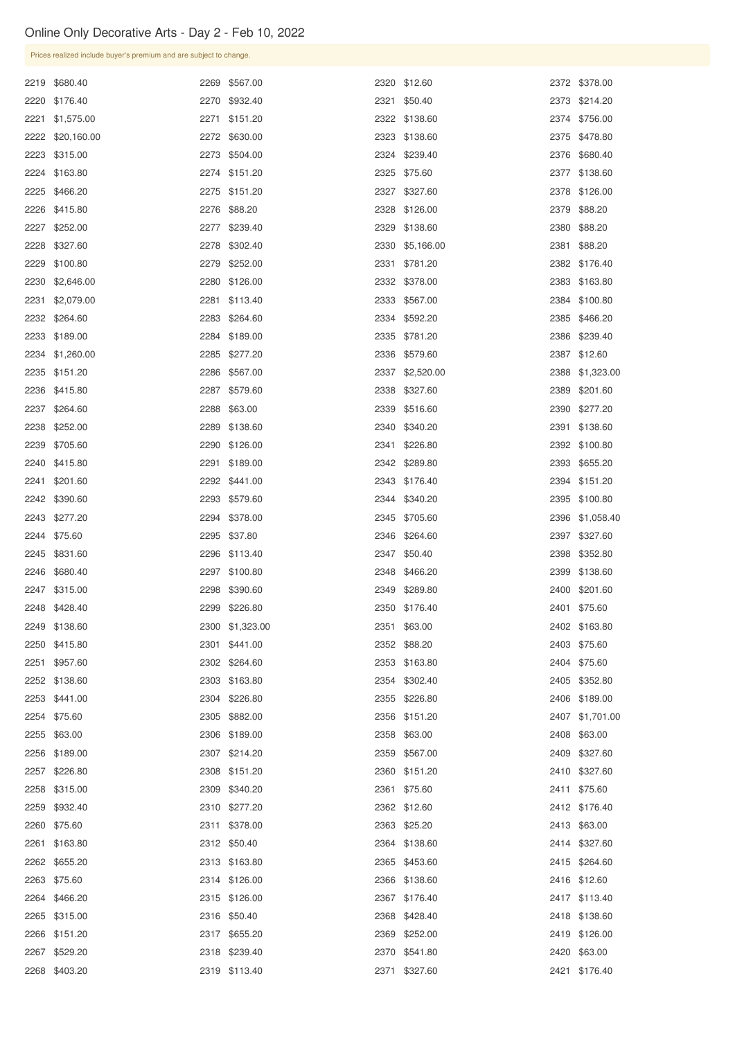# Online Only Decorative Arts - Day 2 - Feb 10, 2022

Prices realized include buyer's premium and are subject to change.

| Lot | Price |
|---|---|
| 2219 | $680.40 |
| 2220 | $176.40 |
| 2221 | $1,575.00 |
| 2222 | $20,160.00 |
| 2223 | $315.00 |
| 2224 | $163.80 |
| 2225 | $466.20 |
| 2226 | $415.80 |
| 2227 | $252.00 |
| 2228 | $327.60 |
| 2229 | $100.80 |
| 2230 | $2,646.00 |
| 2231 | $2,079.00 |
| 2232 | $264.60 |
| 2233 | $189.00 |
| 2234 | $1,260.00 |
| 2235 | $151.20 |
| 2236 | $415.80 |
| 2237 | $264.60 |
| 2238 | $252.00 |
| 2239 | $705.60 |
| 2240 | $415.80 |
| 2241 | $201.60 |
| 2242 | $390.60 |
| 2243 | $277.20 |
| 2244 | $75.60 |
| 2245 | $831.60 |
| 2246 | $680.40 |
| 2247 | $315.00 |
| 2248 | $428.40 |
| 2249 | $138.60 |
| 2250 | $415.80 |
| 2251 | $957.60 |
| 2252 | $138.60 |
| 2253 | $441.00 |
| 2254 | $75.60 |
| 2255 | $63.00 |
| 2256 | $189.00 |
| 2257 | $226.80 |
| 2258 | $315.00 |
| 2259 | $932.40 |
| 2260 | $75.60 |
| 2261 | $163.80 |
| 2262 | $655.20 |
| 2263 | $75.60 |
| 2264 | $466.20 |
| 2265 | $315.00 |
| 2266 | $151.20 |
| 2267 | $529.20 |
| 2268 | $403.20 |
| 2269 | $567.00 |
| 2270 | $932.40 |
| 2271 | $151.20 |
| 2272 | $630.00 |
| 2273 | $504.00 |
| 2274 | $151.20 |
| 2275 | $151.20 |
| 2276 | $88.20 |
| 2277 | $239.40 |
| 2278 | $302.40 |
| 2279 | $252.00 |
| 2280 | $126.00 |
| 2281 | $113.40 |
| 2283 | $264.60 |
| 2284 | $189.00 |
| 2285 | $277.20 |
| 2286 | $567.00 |
| 2287 | $579.60 |
| 2288 | $63.00 |
| 2289 | $138.60 |
| 2290 | $126.00 |
| 2291 | $189.00 |
| 2292 | $441.00 |
| 2293 | $579.60 |
| 2294 | $378.00 |
| 2295 | $37.80 |
| 2296 | $113.40 |
| 2297 | $100.80 |
| 2298 | $390.60 |
| 2299 | $226.80 |
| 2300 | $1,323.00 |
| 2301 | $441.00 |
| 2302 | $264.60 |
| 2303 | $163.80 |
| 2304 | $226.80 |
| 2305 | $882.00 |
| 2306 | $189.00 |
| 2307 | $214.20 |
| 2308 | $151.20 |
| 2309 | $340.20 |
| 2310 | $277.20 |
| 2311 | $378.00 |
| 2312 | $50.40 |
| 2313 | $163.80 |
| 2314 | $126.00 |
| 2315 | $126.00 |
| 2316 | $50.40 |
| 2317 | $655.20 |
| 2318 | $239.40 |
| 2319 | $113.40 |
| 2320 | $12.60 |
| 2321 | $50.40 |
| 2322 | $138.60 |
| 2323 | $138.60 |
| 2324 | $239.40 |
| 2325 | $75.60 |
| 2327 | $327.60 |
| 2328 | $126.00 |
| 2329 | $138.60 |
| 2330 | $5,166.00 |
| 2331 | $781.20 |
| 2332 | $378.00 |
| 2333 | $567.00 |
| 2334 | $592.20 |
| 2335 | $781.20 |
| 2336 | $579.60 |
| 2337 | $2,520.00 |
| 2338 | $327.60 |
| 2339 | $516.60 |
| 2340 | $340.20 |
| 2341 | $226.80 |
| 2342 | $289.80 |
| 2343 | $176.40 |
| 2344 | $340.20 |
| 2345 | $705.60 |
| 2346 | $264.60 |
| 2347 | $50.40 |
| 2348 | $466.20 |
| 2349 | $289.80 |
| 2350 | $176.40 |
| 2351 | $63.00 |
| 2352 | $88.20 |
| 2353 | $163.80 |
| 2354 | $302.40 |
| 2355 | $226.80 |
| 2356 | $151.20 |
| 2358 | $63.00 |
| 2359 | $567.00 |
| 2360 | $151.20 |
| 2361 | $75.60 |
| 2362 | $12.60 |
| 2363 | $25.20 |
| 2364 | $138.60 |
| 2365 | $453.60 |
| 2366 | $138.60 |
| 2367 | $176.40 |
| 2368 | $428.40 |
| 2369 | $252.00 |
| 2370 | $541.80 |
| 2371 | $327.60 |
| 2372 | $378.00 |
| 2373 | $214.20 |
| 2374 | $756.00 |
| 2375 | $478.80 |
| 2376 | $680.40 |
| 2377 | $138.60 |
| 2378 | $126.00 |
| 2379 | $88.20 |
| 2380 | $88.20 |
| 2381 | $88.20 |
| 2382 | $176.40 |
| 2383 | $163.80 |
| 2384 | $100.80 |
| 2385 | $466.20 |
| 2386 | $239.40 |
| 2387 | $12.60 |
| 2388 | $1,323.00 |
| 2389 | $201.60 |
| 2390 | $277.20 |
| 2391 | $138.60 |
| 2392 | $100.80 |
| 2393 | $655.20 |
| 2394 | $151.20 |
| 2395 | $100.80 |
| 2396 | $1,058.40 |
| 2397 | $327.60 |
| 2398 | $352.80 |
| 2399 | $138.60 |
| 2400 | $201.60 |
| 2401 | $75.60 |
| 2402 | $163.80 |
| 2403 | $75.60 |
| 2404 | $75.60 |
| 2405 | $352.80 |
| 2406 | $189.00 |
| 2407 | $1,701.00 |
| 2408 | $63.00 |
| 2409 | $327.60 |
| 2410 | $327.60 |
| 2411 | $75.60 |
| 2412 | $176.40 |
| 2413 | $63.00 |
| 2414 | $327.60 |
| 2415 | $264.60 |
| 2416 | $12.60 |
| 2417 | $113.40 |
| 2418 | $138.60 |
| 2419 | $126.00 |
| 2420 | $63.00 |
| 2421 | $176.40 |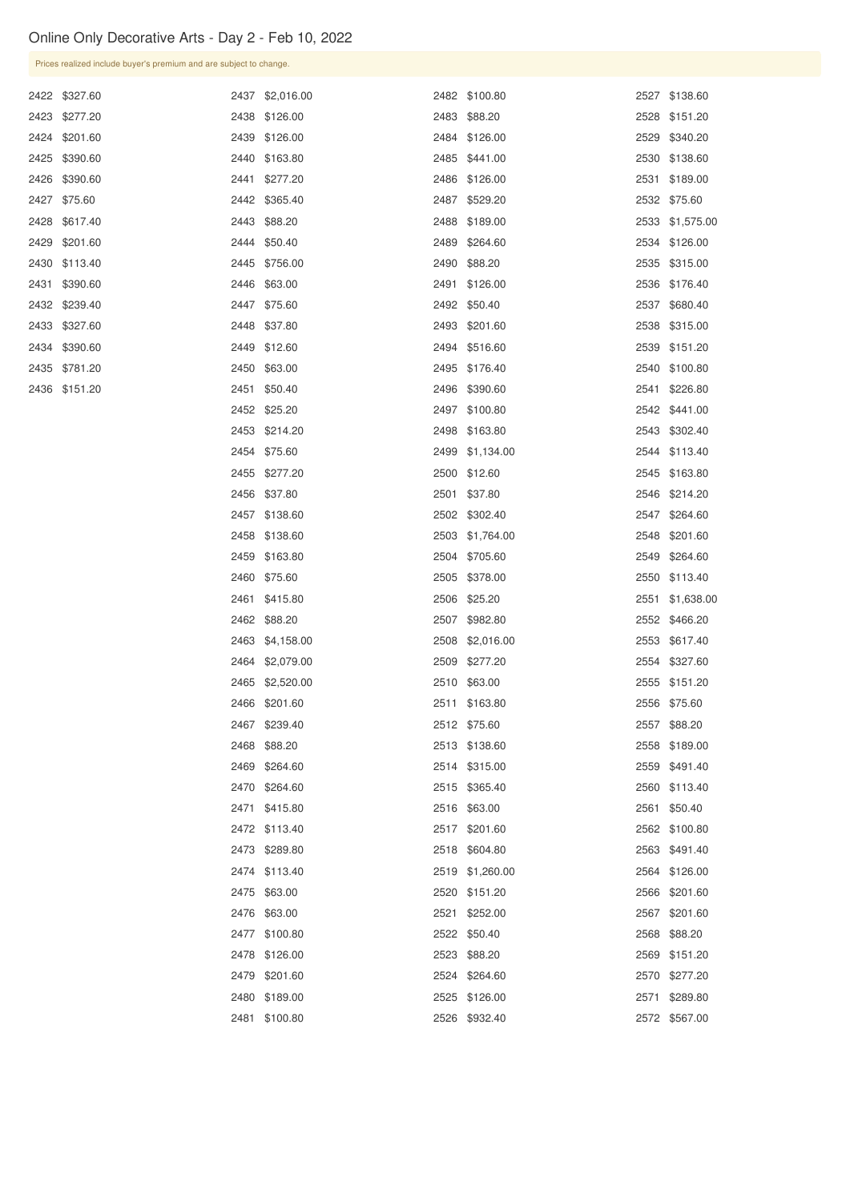# Online Only Decorative Arts - Day 2 - Feb 10, 2022

Prices realized include buyer's premium and are subject to change.

| Lot | Price |
|---|---|
| 2422 | $327.60 |
| 2423 | $277.20 |
| 2424 | $201.60 |
| 2425 | $390.60 |
| 2426 | $390.60 |
| 2427 | $75.60 |
| 2428 | $617.40 |
| 2429 | $201.60 |
| 2430 | $113.40 |
| 2431 | $390.60 |
| 2432 | $239.40 |
| 2433 | $327.60 |
| 2434 | $390.60 |
| 2435 | $781.20 |
| 2436 | $151.20 |
| 2437 | $2,016.00 |
| 2438 | $126.00 |
| 2439 | $126.00 |
| 2440 | $163.80 |
| 2441 | $277.20 |
| 2442 | $365.40 |
| 2443 | $88.20 |
| 2444 | $50.40 |
| 2445 | $756.00 |
| 2446 | $63.00 |
| 2447 | $75.60 |
| 2448 | $37.80 |
| 2449 | $12.60 |
| 2450 | $63.00 |
| 2451 | $50.40 |
| 2452 | $25.20 |
| 2453 | $214.20 |
| 2454 | $75.60 |
| 2455 | $277.20 |
| 2456 | $37.80 |
| 2457 | $138.60 |
| 2458 | $138.60 |
| 2459 | $163.80 |
| 2460 | $75.60 |
| 2461 | $415.80 |
| 2462 | $88.20 |
| 2463 | $4,158.00 |
| 2464 | $2,079.00 |
| 2465 | $2,520.00 |
| 2466 | $201.60 |
| 2467 | $239.40 |
| 2468 | $88.20 |
| 2469 | $264.60 |
| 2470 | $264.60 |
| 2471 | $415.80 |
| 2472 | $113.40 |
| 2473 | $289.80 |
| 2474 | $113.40 |
| 2475 | $63.00 |
| 2476 | $63.00 |
| 2477 | $100.80 |
| 2478 | $126.00 |
| 2479 | $201.60 |
| 2480 | $189.00 |
| 2481 | $100.80 |
| 2482 | $100.80 |
| 2483 | $88.20 |
| 2484 | $126.00 |
| 2485 | $441.00 |
| 2486 | $126.00 |
| 2487 | $529.20 |
| 2488 | $189.00 |
| 2489 | $264.60 |
| 2490 | $88.20 |
| 2491 | $126.00 |
| 2492 | $50.40 |
| 2493 | $201.60 |
| 2494 | $516.60 |
| 2495 | $176.40 |
| 2496 | $390.60 |
| 2497 | $100.80 |
| 2498 | $163.80 |
| 2499 | $1,134.00 |
| 2500 | $12.60 |
| 2501 | $37.80 |
| 2502 | $302.40 |
| 2503 | $1,764.00 |
| 2504 | $705.60 |
| 2505 | $378.00 |
| 2506 | $25.20 |
| 2507 | $982.80 |
| 2508 | $2,016.00 |
| 2509 | $277.20 |
| 2510 | $63.00 |
| 2511 | $163.80 |
| 2512 | $75.60 |
| 2513 | $138.60 |
| 2514 | $315.00 |
| 2515 | $365.40 |
| 2516 | $63.00 |
| 2517 | $201.60 |
| 2518 | $604.80 |
| 2519 | $1,260.00 |
| 2520 | $151.20 |
| 2521 | $252.00 |
| 2522 | $50.40 |
| 2523 | $88.20 |
| 2524 | $264.60 |
| 2525 | $126.00 |
| 2526 | $932.40 |
| 2527 | $138.60 |
| 2528 | $151.20 |
| 2529 | $340.20 |
| 2530 | $138.60 |
| 2531 | $189.00 |
| 2532 | $75.60 |
| 2533 | $1,575.00 |
| 2534 | $126.00 |
| 2535 | $315.00 |
| 2536 | $176.40 |
| 2537 | $680.40 |
| 2538 | $315.00 |
| 2539 | $151.20 |
| 2540 | $100.80 |
| 2541 | $226.80 |
| 2542 | $441.00 |
| 2543 | $302.40 |
| 2544 | $113.40 |
| 2545 | $163.80 |
| 2546 | $214.20 |
| 2547 | $264.60 |
| 2548 | $201.60 |
| 2549 | $264.60 |
| 2550 | $113.40 |
| 2551 | $1,638.00 |
| 2552 | $466.20 |
| 2553 | $617.40 |
| 2554 | $327.60 |
| 2555 | $151.20 |
| 2556 | $75.60 |
| 2557 | $88.20 |
| 2558 | $189.00 |
| 2559 | $491.40 |
| 2560 | $113.40 |
| 2561 | $50.40 |
| 2562 | $100.80 |
| 2563 | $491.40 |
| 2564 | $126.00 |
| 2566 | $201.60 |
| 2567 | $201.60 |
| 2568 | $88.20 |
| 2569 | $151.20 |
| 2570 | $277.20 |
| 2571 | $289.80 |
| 2572 | $567.00 |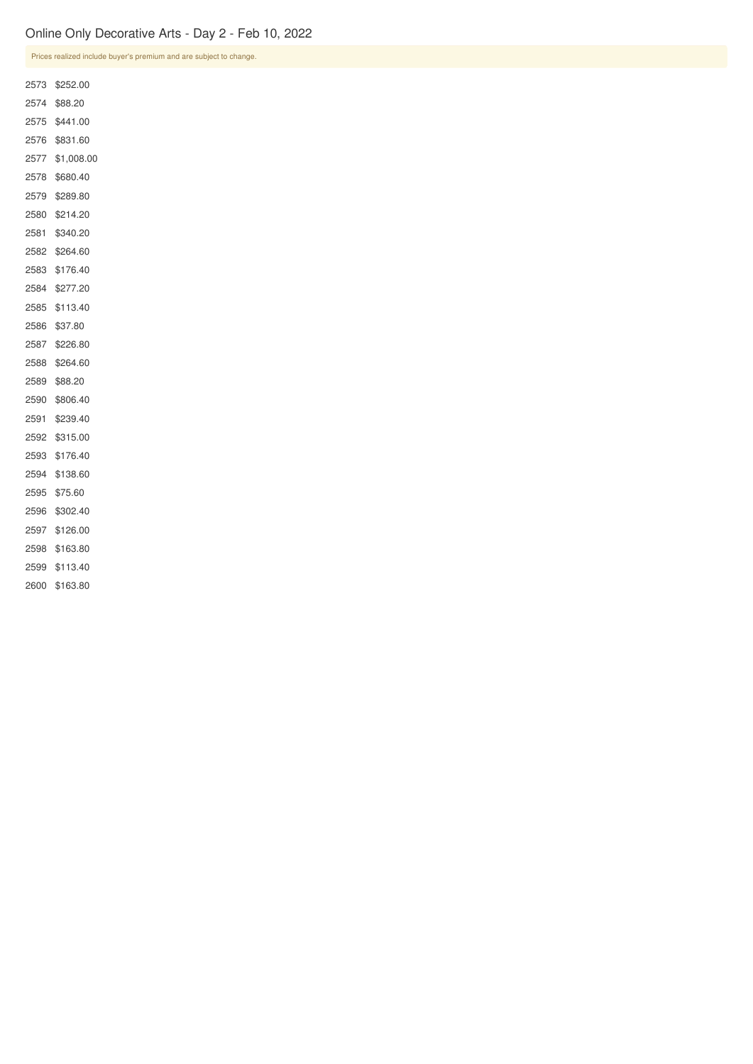Online Only Decorative Arts - Day 2 - Feb 10, 2022

Prices realized include buyer's premium and are subject to change.

| | |
|---|---|
| 2573 | $252.00 |
| 2574 | $88.20 |
| 2575 | $441.00 |
| 2576 | $831.60 |
| 2577 | $1,008.00 |
| 2578 | $680.40 |
| 2579 | $289.80 |
| 2580 | $214.20 |
| 2581 | $340.20 |
| 2582 | $264.60 |
| 2583 | $176.40 |
| 2584 | $277.20 |
| 2585 | $113.40 |
| 2586 | $37.80 |
| 2587 | $226.80 |
| 2588 | $264.60 |
| 2589 | $88.20 |
| 2590 | $806.40 |
| 2591 | $239.40 |
| 2592 | $315.00 |
| 2593 | $176.40 |
| 2594 | $138.60 |
| 2595 | $75.60 |
| 2596 | $302.40 |
| 2597 | $126.00 |
| 2598 | $163.80 |
| 2599 | $113.40 |
| 2600 | $163.80 |